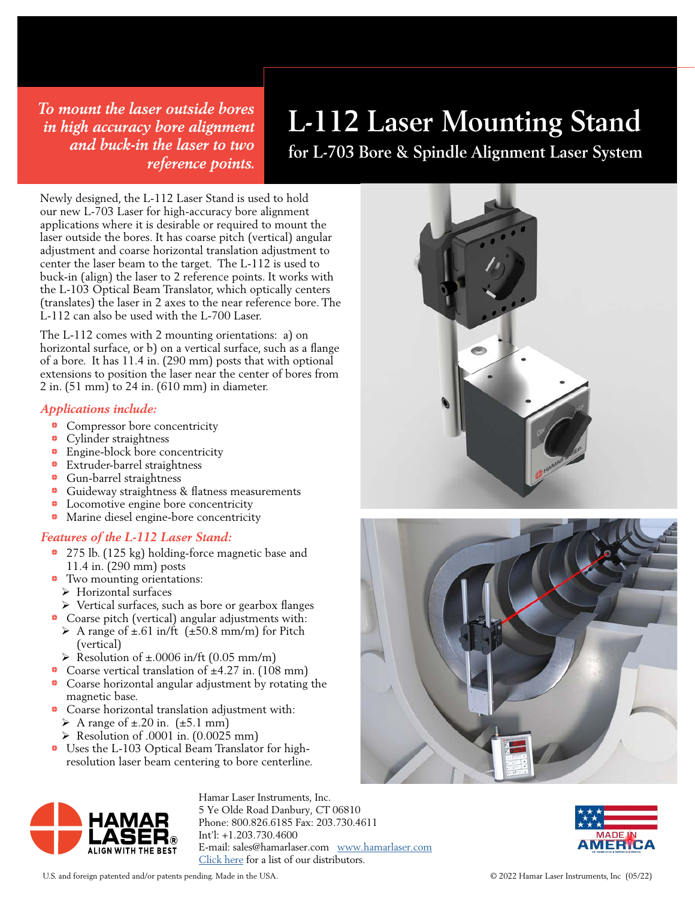*To mount the laser outside bores in high accuracy bore alignment and buck-in the laser to two reference points.*

# L-112 Laser Mounting Stand

## for L-703 Bore & Spindle Alignment Laser System

Newly designed, the L-112 Laser Stand is used to hold our new L-703 Laser for high-accuracy bore alignment applications where it is desirable or required to mount the laser outside the bores. It has coarse pitch (vertical) angular adjustment and coarse horizontal translation adjustment to center the laser beam to the target. The L-112 is used to buck-in (align) the laser to 2 reference points. It works with the L-103 Optical Beam Translator, which optically centers (translates) the laser in 2 axes to the near reference bore. The L-112 can also be used with the L-700 Laser.

The L-112 comes with 2 mounting orientations: a) on horizontal surface, or b) on a vertical surface, such as a flange of a bore. It has 11.4 in. (290 mm) posts that with optional extensions to position the laser near the center of bores from 2 in. (51 mm) to 24 in. (610 mm) in diameter.

### *Applications include:*

- Compressor bore concentricity
- Cylinder straightness
- Engine-block bore concentricity
- Extruder-barrel straightness
- Gun-barrel straightness
- Guideway straightness & flatness measurements
- Locomotive engine bore concentricity
- Marine diesel engine-bore concentricity

### *Features of the L-112 Laser Stand:*

- 275 lb. (125 kg) holding-force magnetic base and 11.4 in. (290 mm) posts
- Two mounting orientations:
  - Horizontal surfaces
  - Vertical surfaces, such as bore or gearbox flanges
- Coarse pitch (vertical) angular adjustments with:
  - A range of ±.61 in/ft (±50.8 mm/m) for Pitch (vertical)
  - Resolution of ±.0006 in/ft (0.05 mm/m)
- Coarse vertical translation of ±4.27 in. (108 mm)
- Coarse horizontal angular adjustment by rotating the magnetic base.
- Coarse horizontal translation adjustment with:
  - A range of ±.20 in. (±5.1 mm)
  - Resolution of .0001 in. (0.0025 mm)
- Uses the L-103 Optical Beam Translator for high-resolution laser beam centering to bore centerline.

HAMAR LASER® ALIGN WITH THE BEST

Hamar Laser Instruments, Inc.
5 Ye Olde Road Danbury, CT 06810
Phone: 800.826.6185 Fax: 203.730.4611
Int'l: +1.203.730.4600
E-mail: sales@hamarlaser.com www.hamarlaser.com
Click here for a list of our distributors.

MADE IN AMERICA

U.S. and foreign patented and/or patents pending. Made in the USA.

© 2022 Hamar Laser Instruments, Inc (05/22)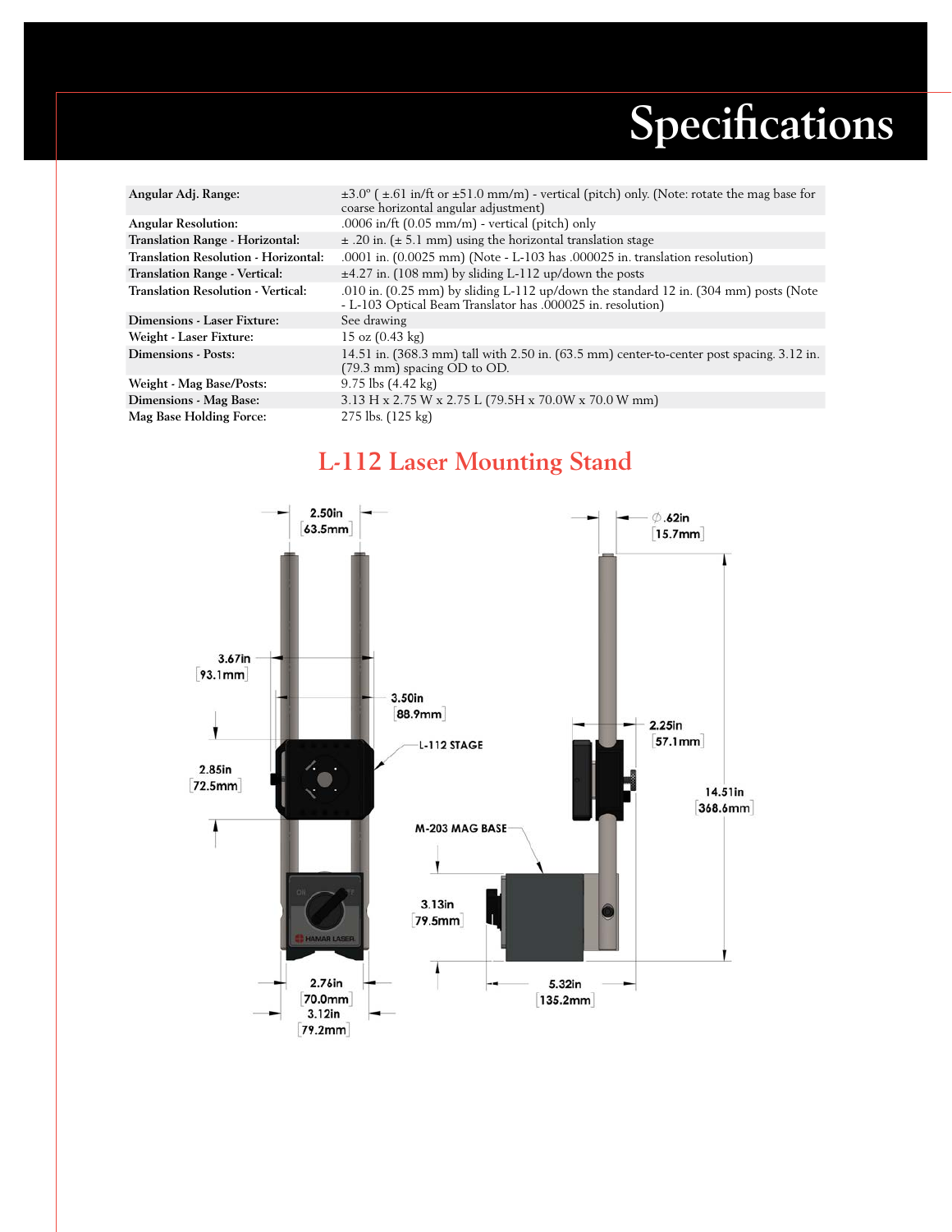# Specifications

| | |
|---|---|
| **Angular Adj. Range:** | ±3.0º ( ±.61 in/ft or ±51.0 mm/m) - vertical (pitch) only. (Note: rotate the mag base for coarse horizontal angular adjustment) |
| **Angular Resolution:** | .0006 in/ft (0.05 mm/m) - vertical (pitch) only |
| **Translation Range - Horizontal:** | ± .20 in. (± 5.1 mm) using the horizontal translation stage |
| **Translation Resolution - Horizontal:** | .0001 in. (0.0025 mm) (Note - L-103 has .000025 in. translation resolution) |
| **Translation Range - Vertical:** | ±4.27 in. (108 mm) by sliding L-112 up/down the posts |
| **Translation Resolution - Vertical:** | .010 in. (0.25 mm) by sliding L-112 up/down the standard 12 in. (304 mm) posts (Note - L-103 Optical Beam Translator has .000025 in. resolution) |
| **Dimensions - Laser Fixture:** | See drawing |
| **Weight - Laser Fixture:** | 15 oz (0.43 kg) |
| **Dimensions - Posts:** | 14.51 in. (368.3 mm) tall with 2.50 in. (63.5 mm) center-to-center post spacing. 3.12 in. (79.3 mm) spacing OD to OD. |
| **Weight - Mag Base/Posts:** | 9.75 lbs (4.42 kg) |
| **Dimensions - Mag Base:** | 3.13 H x 2.75 W x 2.75 L (79.5H x 70.0W x 70.0 W mm) |
| **Mag Base Holding Force:** | 275 lbs. (125 kg) |

## L-112 Laser Mounting Stand

2.50in [63.5mm]
3.67in [93.1mm]
3.50in [88.9mm]
2.85in [72.5mm]
L-112 STAGE
2.76in [70.0mm]
3.12in [79.2mm]
∅.62in [15.7mm]
2.25in [57.1mm]
14.51in [368.6mm]
M-203 MAG BASE
3.13in [79.5mm]
5.32in [135.2mm]